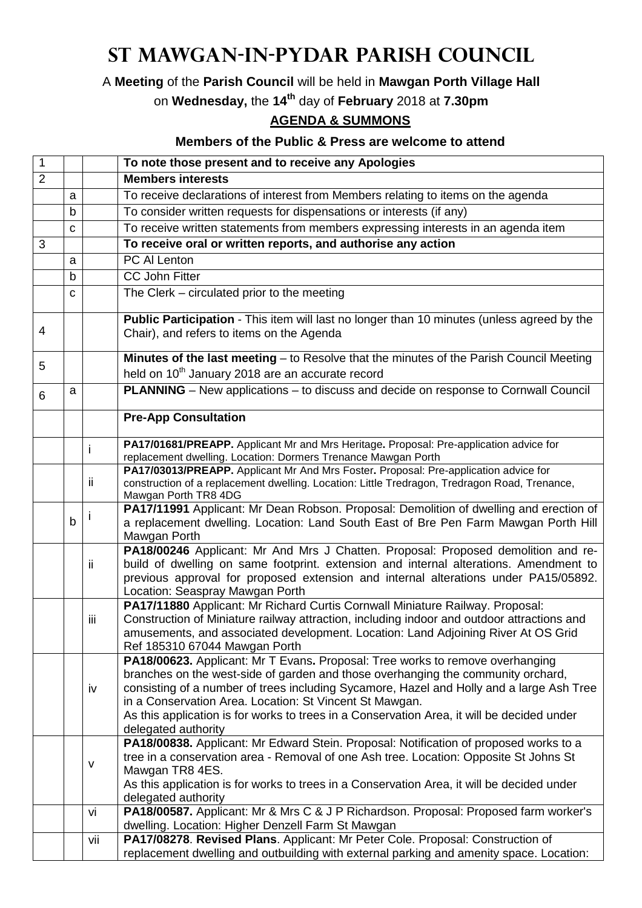# ST MAWGAN-IN-PYDAR PARISH COUNCIL

A **Meeting** of the **Parish Council** will be held in **Mawgan Porth Village Hall**

on **Wednesday,** the **14th** day of **February** 2018 at **7.30pm**

**AGENDA & SUMMONS**

**Members of the Public & Press are welcome to attend**

| | | | |
|---|---|---|---|
| 1 | | | **To note those present and to receive any Apologies** |
| 2 | | | **Members interests** |
| | a | | To receive declarations of interest from Members relating to items on the agenda |
| | b | | To consider written requests for dispensations or interests (if any) |
| | c | | To receive written statements from members expressing interests in an agenda item |
| 3 | | | **To receive oral or written reports, and authorise any action** |
| | a | | PC Al Lenton |
| | b | | CC John Fitter |
| | c | | The Clerk – circulated prior to the meeting |
| 4 | | | **Public Participation** - This item will last no longer than 10 minutes (unless agreed by the Chair), and refers to items on the Agenda |
| 5 | | | **Minutes of the last meeting** – to Resolve that the minutes of the Parish Council Meeting held on 10th January 2018 are an accurate record |
| 6 | a | | **PLANNING** – New applications – to discuss and decide on response to Cornwall Council |
| | | | **Pre-App Consultation** |
| | | i | **PA17/01681/PREAPP.** Applicant Mr and Mrs Heritage**.** Proposal: Pre-application advice for replacement dwelling. Location: Dormers Trenance Mawgan Porth |
| | | ii | **PA17/03013/PREAPP.** Applicant Mr And Mrs Foster**.** Proposal: Pre-application advice for construction of a replacement dwelling. Location: Little Tredragon, Tredragon Road, Trenance, Mawgan Porth TR8 4DG |
| | b | i | **PA17/11991** Applicant: Mr Dean Robson. Proposal: Demolition of dwelling and erection of a replacement dwelling. Location: Land South East of Bre Pen Farm Mawgan Porth Hill Mawgan Porth |
| | | ii | **PA18/00246** Applicant: Mr And Mrs J Chatten. Proposal: Proposed demolition and re-build of dwelling on same footprint. extension and internal alterations. Amendment to previous approval for proposed extension and internal alterations under PA15/05892. Location: Seaspray Mawgan Porth |
| | | iii | **PA17/11880** Applicant: Mr Richard Curtis Cornwall Miniature Railway. Proposal: Construction of Miniature railway attraction, including indoor and outdoor attractions and amusements, and associated development. Location: Land Adjoining River At OS Grid Ref 185310 67044 Mawgan Porth |
| | | iv | **PA18/00623.** Applicant: Mr T Evans**.** Proposal: Tree works to remove overhanging branches on the west-side of garden and those overhanging the community orchard, consisting of a number of trees including Sycamore, Hazel and Holly and a large Ash Tree in a Conservation Area. Location: St Vincent St Mawgan. As this application is for works to trees in a Conservation Area, it will be decided under delegated authority |
| | | v | **PA18/00838.** Applicant: Mr Edward Stein. Proposal: Notification of proposed works to a tree in a conservation area - Removal of one Ash tree. Location: Opposite St Johns St Mawgan TR8 4ES. As this application is for works to trees in a Conservation Area, it will be decided under delegated authority |
| | | vi | **PA18/00587.** Applicant: Mr & Mrs C & J P Richardson. Proposal: Proposed farm worker's dwelling. Location: Higher Denzell Farm St Mawgan |
| | | vii | **PA17/08278**. **Revised Plans**. Applicant: Mr Peter Cole. Proposal: Construction of replacement dwelling and outbuilding with external parking and amenity space. Location: |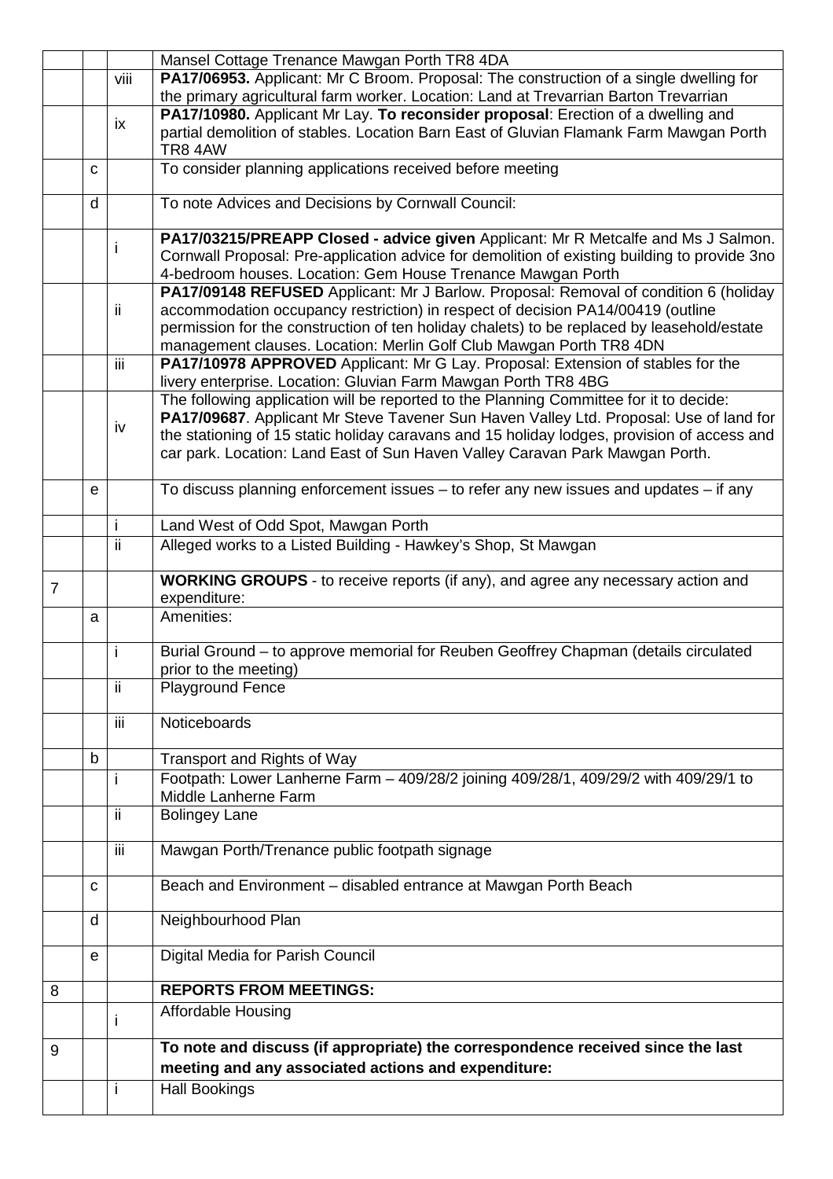| | | | |
|---|---|---|---|
| | | | Mansel Cottage Trenance Mawgan Porth TR8 4DA |
| | | viii | **PA17/06953.** Applicant: Mr C Broom. Proposal: The construction of a single dwelling for the primary agricultural farm worker. Location: Land at Trevarrian Barton Trevarrian |
| | | ix | **PA17/10980.** Applicant Mr Lay. **To reconsider proposal**: Erection of a dwelling and partial demolition of stables. Location Barn East of Gluvian Flamank Farm Mawgan Porth TR8 4AW |
| | c | | To consider planning applications received before meeting |
| | d | | To note Advices and Decisions by Cornwall Council: |
| | | i | **PA17/03215/PREAPP Closed - advice given** Applicant: Mr R Metcalfe and Ms J Salmon. Cornwall Proposal: Pre-application advice for demolition of existing building to provide 3no 4-bedroom houses. Location: Gem House Trenance Mawgan Porth |
| | | ii | **PA17/09148 REFUSED** Applicant: Mr J Barlow. Proposal: Removal of condition 6 (holiday accommodation occupancy restriction) in respect of decision PA14/00419 (outline permission for the construction of ten holiday chalets) to be replaced by leasehold/estate management clauses. Location: Merlin Golf Club Mawgan Porth TR8 4DN |
| | | iii | **PA17/10978 APPROVED** Applicant: Mr G Lay. Proposal: Extension of stables for the livery enterprise. Location: Gluvian Farm Mawgan Porth TR8 4BG |
| | | iv | The following application will be reported to the Planning Committee for it to decide: **PA17/09687**. Applicant Mr Steve Tavener Sun Haven Valley Ltd. Proposal: Use of land for the stationing of 15 static holiday caravans and 15 holiday lodges, provision of access and car park. Location: Land East of Sun Haven Valley Caravan Park Mawgan Porth. |
| | e | | To discuss planning enforcement issues – to refer any new issues and updates – if any |
| | | i | Land West of Odd Spot, Mawgan Porth |
| | | ii | Alleged works to a Listed Building - Hawkey's Shop, St Mawgan |
| 7 | | | **WORKING GROUPS** - to receive reports (if any), and agree any necessary action and expenditure: |
| | a | | Amenities: |
| | | i | Burial Ground – to approve memorial for Reuben Geoffrey Chapman (details circulated prior to the meeting) |
| | | ii | Playground Fence |
| | | iii | Noticeboards |
| | b | | Transport and Rights of Way |
| | | i | Footpath: Lower Lanherne Farm – 409/28/2 joining 409/28/1, 409/29/2 with 409/29/1 to Middle Lanherne Farm |
| | | ii | Bolingey Lane |
| | | iii | Mawgan Porth/Trenance public footpath signage |
| | c | | Beach and Environment – disabled entrance at Mawgan Porth Beach |
| | d | | Neighbourhood Plan |
| | e | | Digital Media for Parish Council |
| 8 | | | **REPORTS FROM MEETINGS:** |
| | | i | Affordable Housing |
| 9 | | | **To note and discuss (if appropriate) the correspondence received since the last meeting and any associated actions and expenditure:** |
| | | i | Hall Bookings |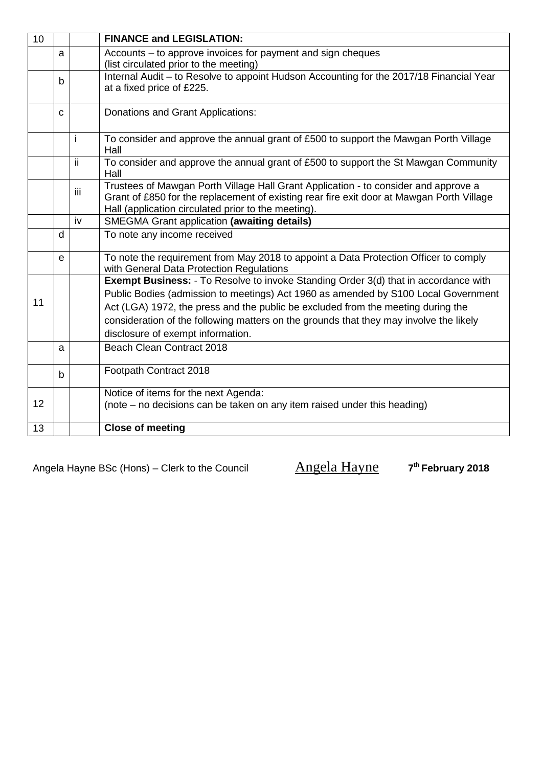| | | | |
|---|---|---|---|
| 10 | | | **FINANCE and LEGISLATION:** |
| | a | | Accounts – to approve invoices for payment and sign cheques (list circulated prior to the meeting) |
| | b | | Internal Audit – to Resolve to appoint Hudson Accounting for the 2017/18 Financial Year at a fixed price of £225. |
| | c | | Donations and Grant Applications: |
| | | i | To consider and approve the annual grant of £500 to support the Mawgan Porth Village Hall |
| | | ii | To consider and approve the annual grant of £500 to support the St Mawgan Community Hall |
| | | iii | Trustees of Mawgan Porth Village Hall Grant Application - to consider and approve a Grant of £850 for the replacement of existing rear fire exit door at Mawgan Porth Village Hall (application circulated prior to the meeting). |
| | | iv | SMEGMA Grant application **(awaiting details)** |
| | d | | To note any income received |
| | e | | To note the requirement from May 2018 to appoint a Data Protection Officer to comply with General Data Protection Regulations |
| 11 | | | **Exempt Business:** - To Resolve to invoke Standing Order 3(d) that in accordance with Public Bodies (admission to meetings) Act 1960 as amended by S100 Local Government Act (LGA) 1972, the press and the public be excluded from the meeting during the consideration of the following matters on the grounds that they may involve the likely disclosure of exempt information. |
| | a | | Beach Clean Contract 2018 |
| | b | | Footpath Contract 2018 |
| 12 | | | Notice of items for the next Agenda: (note – no decisions can be taken on any item raised under this heading) |
| 13 | | | **Close of meeting** |

Angela Hayne BSc (Hons) – Clerk to the Council Angela Hayne **7th February 2018**